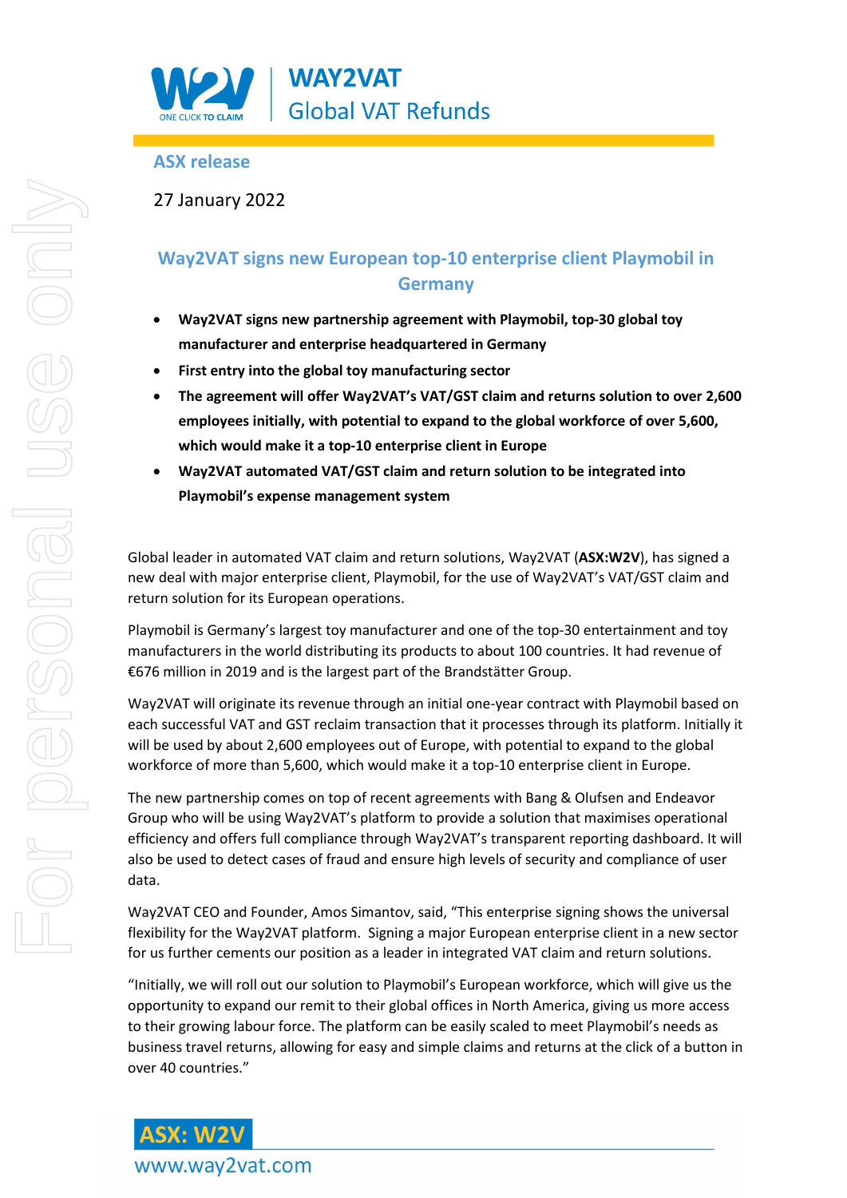WAY2VAT
Global VAT Refunds

## ASX release

27 January 2022

# Way2VAT signs new European top-10 enterprise client Playmobil in Germany

- **Way2VAT signs new partnership agreement with Playmobil, top-30 global toy manufacturer and enterprise headquartered in Germany**
- **First entry into the global toy manufacturing sector**
- **The agreement will offer Way2VAT's VAT/GST claim and returns solution to over 2,600 employees initially, with potential to expand to the global workforce of over 5,600, which would make it a top-10 enterprise client in Europe**
- **Way2VAT automated VAT/GST claim and return solution to be integrated into Playmobil's expense management system**

Global leader in automated VAT claim and return solutions, Way2VAT (**ASX:W2V**), has signed a new deal with major enterprise client, Playmobil, for the use of Way2VAT's VAT/GST claim and return solution for its European operations.

Playmobil is Germany's largest toy manufacturer and one of the top-30 entertainment and toy manufacturers in the world distributing its products to about 100 countries. It had revenue of €676 million in 2019 and is the largest part of the Brandstätter Group.

Way2VAT will originate its revenue through an initial one-year contract with Playmobil based on each successful VAT and GST reclaim transaction that it processes through its platform. Initially it will be used by about 2,600 employees out of Europe, with potential to expand to the global workforce of more than 5,600, which would make it a top-10 enterprise client in Europe.

The new partnership comes on top of recent agreements with Bang & Olufsen and Endeavor Group who will be using Way2VAT's platform to provide a solution that maximises operational efficiency and offers full compliance through Way2VAT's transparent reporting dashboard. It will also be used to detect cases of fraud and ensure high levels of security and compliance of user data.

Way2VAT CEO and Founder, Amos Simantov, said, "This enterprise signing shows the universal flexibility for the Way2VAT platform. Signing a major European enterprise client in a new sector for us further cements our position as a leader in integrated VAT claim and return solutions.

"Initially, we will roll out our solution to Playmobil's European workforce, which will give us the opportunity to expand our remit to their global offices in North America, giving us more access to their growing labour force. The platform can be easily scaled to meet Playmobil's needs as business travel returns, allowing for easy and simple claims and returns at the click of a button in over 40 countries."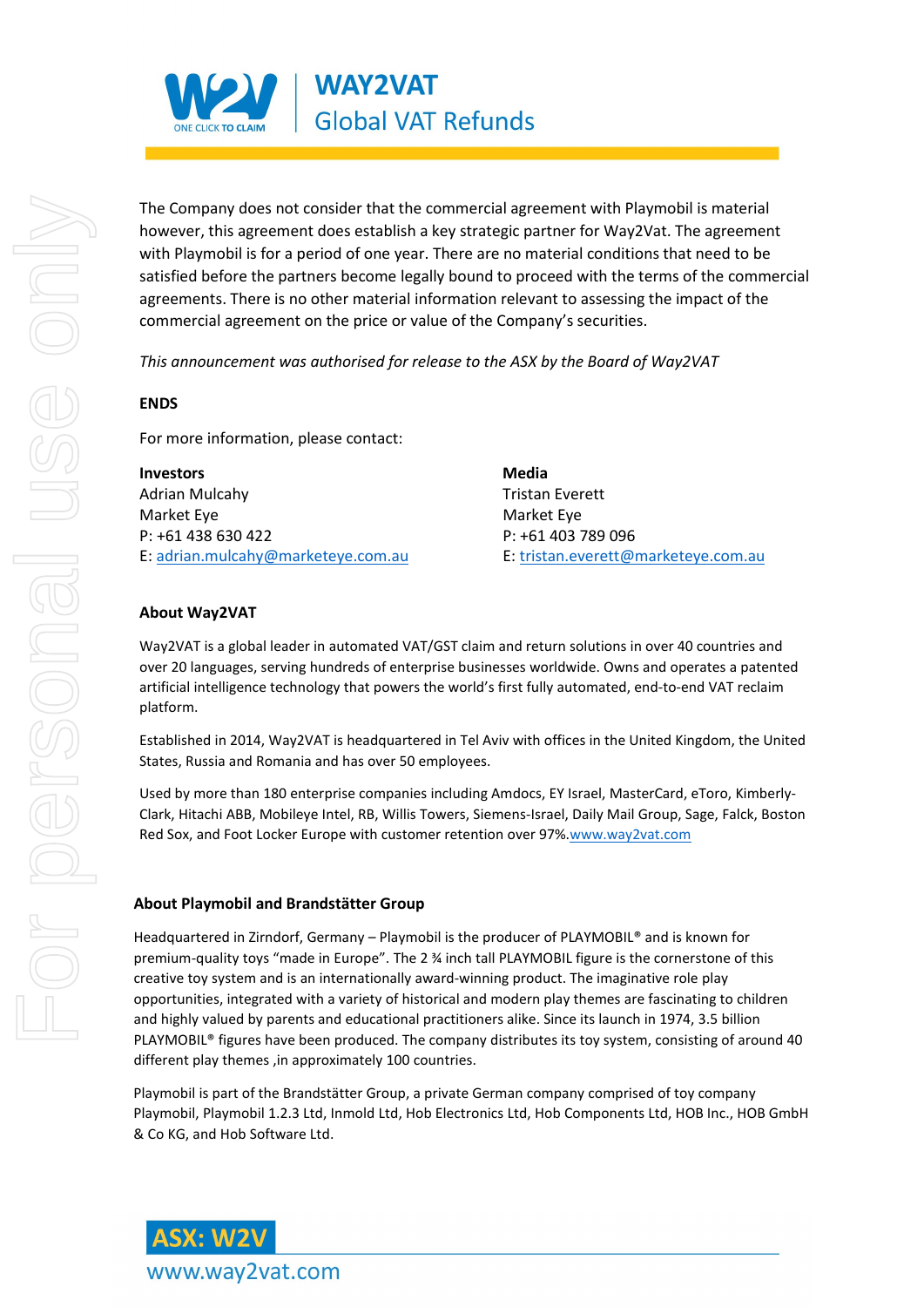The Company does not consider that the commercial agreement with Playmobil is material however, this agreement does establish a key strategic partner for Way2Vat. The agreement with Playmobil is for a period of one year. There are no material conditions that need to be satisfied before the partners become legally bound to proceed with the terms of the commercial agreements. There is no other material information relevant to assessing the impact of the commercial agreement on the price or value of the Company's securities.

*This announcement was authorised for release to the ASX by the Board of Way2VAT*

**ENDS**

For more information, please contact:

**Investors**
Adrian Mulcahy
Market Eye
P: +61 438 630 422
E: adrian.mulcahy@marketeye.com.au

**Media**
Tristan Everett
Market Eye
P: +61 403 789 096
E: tristan.everett@marketeye.com.au

**About Way2VAT**

Way2VAT is a global leader in automated VAT/GST claim and return solutions in over 40 countries and over 20 languages, serving hundreds of enterprise businesses worldwide. Owns and operates a patented artificial intelligence technology that powers the world's first fully automated, end-to-end VAT reclaim platform.

Established in 2014, Way2VAT is headquartered in Tel Aviv with offices in the United Kingdom, the United States, Russia and Romania and has over 50 employees.

Used by more than 180 enterprise companies including Amdocs, EY Israel, MasterCard, eToro, Kimberly-Clark, Hitachi ABB, Mobileye Intel, RB, Willis Towers, Siemens-Israel, Daily Mail Group, Sage, Falck, Boston Red Sox, and Foot Locker Europe with customer retention over 97%.www.way2vat.com

**About Playmobil and Brandstätter Group**

Headquartered in Zirndorf, Germany – Playmobil is the producer of PLAYMOBIL® and is known for premium-quality toys "made in Europe". The 2 ¾ inch tall PLAYMOBIL figure is the cornerstone of this creative toy system and is an internationally award-winning product. The imaginative role play opportunities, integrated with a variety of historical and modern play themes are fascinating to children and highly valued by parents and educational practitioners alike. Since its launch in 1974, 3.5 billion PLAYMOBIL® figures have been produced. The company distributes its toy system, consisting of around 40 different play themes ,in approximately 100 countries.

Playmobil is part of the Brandstätter Group, a private German company comprised of toy company Playmobil, Playmobil 1.2.3 Ltd, Inmold Ltd, Hob Electronics Ltd, Hob Components Ltd, HOB Inc., HOB GmbH & Co KG, and Hob Software Ltd.